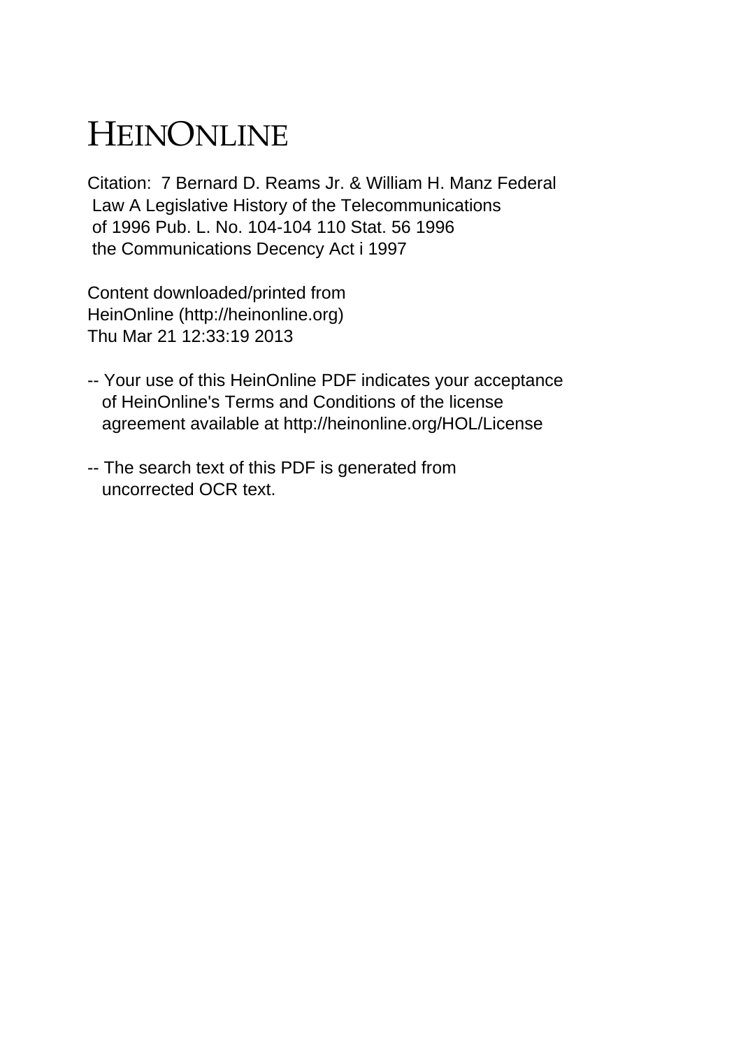# HEINONLINE

Citation: 7 Bernard D. Reams Jr. & William H. Manz Federal Law A Legislative History of the Telecommunications of 1996 Pub. L. No. 104-104 110 Stat. 56 1996 the Communications Decency Act i 1997

Content downloaded/printed from HeinOnline (http://heinonline.org) Thu Mar 21 12:33:19 2013

-- Your use of this HeinOnline PDF indicates your acceptance of HeinOnline's Terms and Conditions of the license agreement available at http://heinonline.org/HOL/License

-- The search text of this PDF is generated from uncorrected OCR text.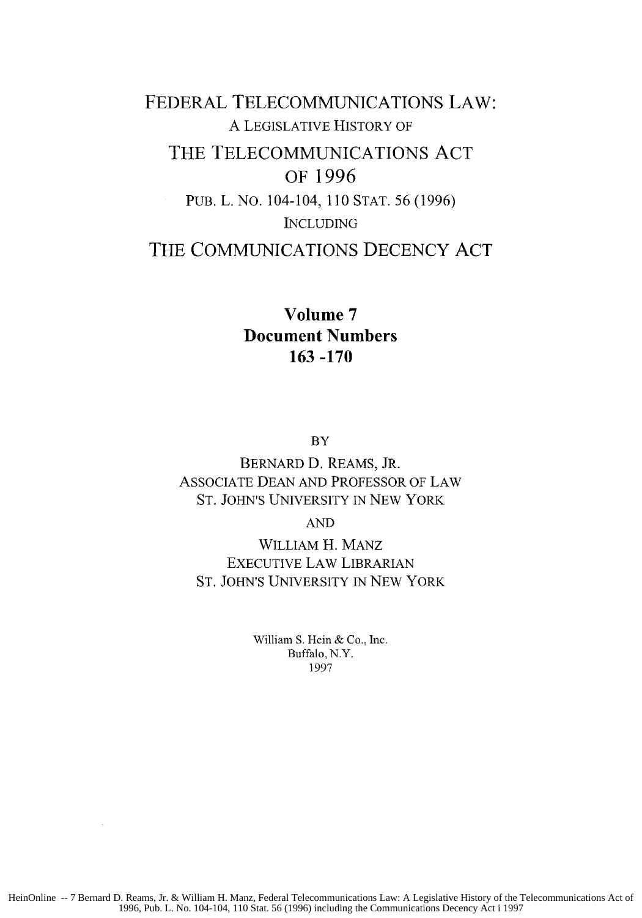# FEDERAL TELECOMMUNICATIONS LAW:

A LEGISLATIVE HISTORY OF

# THE TELECOMMUNICATIONS ACT OF 1996

PUB. L. NO. 104-104, 110 STAT. 56 (1996)

INCLUDING

# THE COMMUNICATIONS DECENCY ACT

**Volume 7**
**Document Numbers**
**163 -170**

BY

BERNARD D. REAMS, JR.
ASSOCIATE DEAN AND PROFESSOR OF LAW
ST. JOHN'S UNIVERSITY IN NEW YORK

AND

WILLIAM H. MANZ
EXECUTIVE LAW LIBRARIAN
ST. JOHN'S UNIVERSITY IN NEW YORK

William S. Hein & Co., Inc.
Buffalo, N.Y.
1997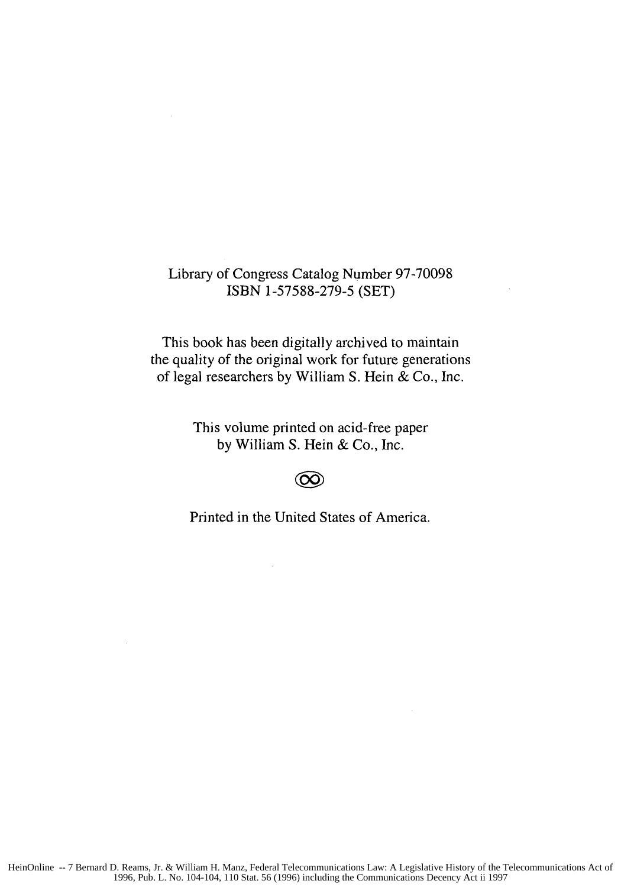Library of Congress Catalog Number 97-70098
ISBN 1-57588-279-5 (SET)

This book has been digitally archived to maintain the quality of the original work for future generations of legal researchers by William S. Hein & Co., Inc.

This volume printed on acid-free paper by William S. Hein & Co., Inc.

∞

Printed in the United States of America.